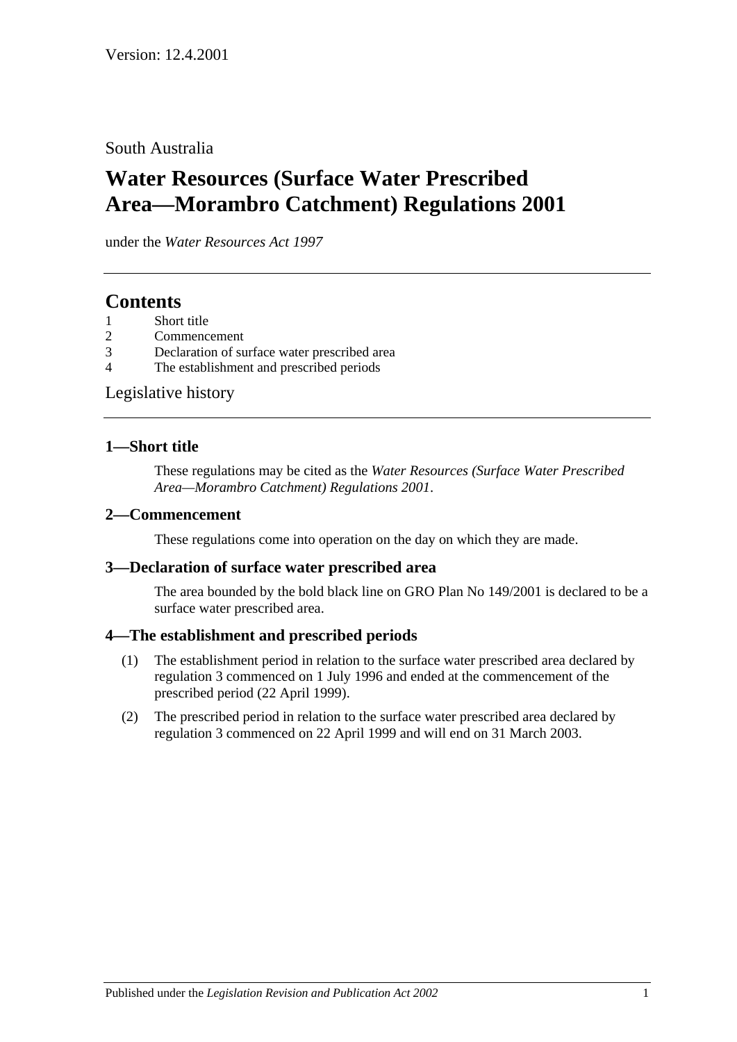Version: 12.4.2001

South Australia

# Water Resources (Surface Water Prescribed Area—Morambro Catchment) Regulations 2001

under the *Water Resources Act 1997*

## Contents

1 Short title
2 Commencement
3 Declaration of surface water prescribed area
4 The establishment and prescribed periods

Legislative history

### 1—Short title

These regulations may be cited as the *Water Resources (Surface Water Prescribed Area—Morambro Catchment) Regulations 2001*.

### 2—Commencement

These regulations come into operation on the day on which they are made.

### 3—Declaration of surface water prescribed area

The area bounded by the bold black line on GRO Plan No 149/2001 is declared to be a surface water prescribed area.

### 4—The establishment and prescribed periods

(1) The establishment period in relation to the surface water prescribed area declared by regulation 3 commenced on 1 July 1996 and ended at the commencement of the prescribed period (22 April 1999).

(2) The prescribed period in relation to the surface water prescribed area declared by regulation 3 commenced on 22 April 1999 and will end on 31 March 2003.

Published under the *Legislation Revision and Publication Act 2002*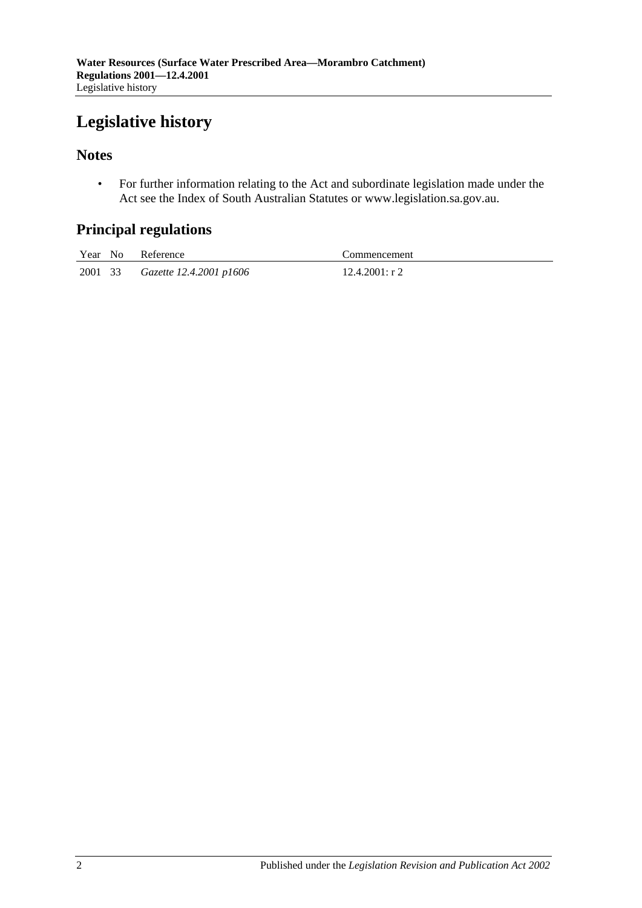# Legislative history

## Notes

- For further information relating to the Act and subordinate legislation made under the Act see the Index of South Australian Statutes or www.legislation.sa.gov.au.

## Principal regulations

| Year | No | Reference | Commencement |
|---|---|---|---|
| 2001 | 33 | *Gazette 12.4.2001 p1606* | 12.4.2001: r 2 |